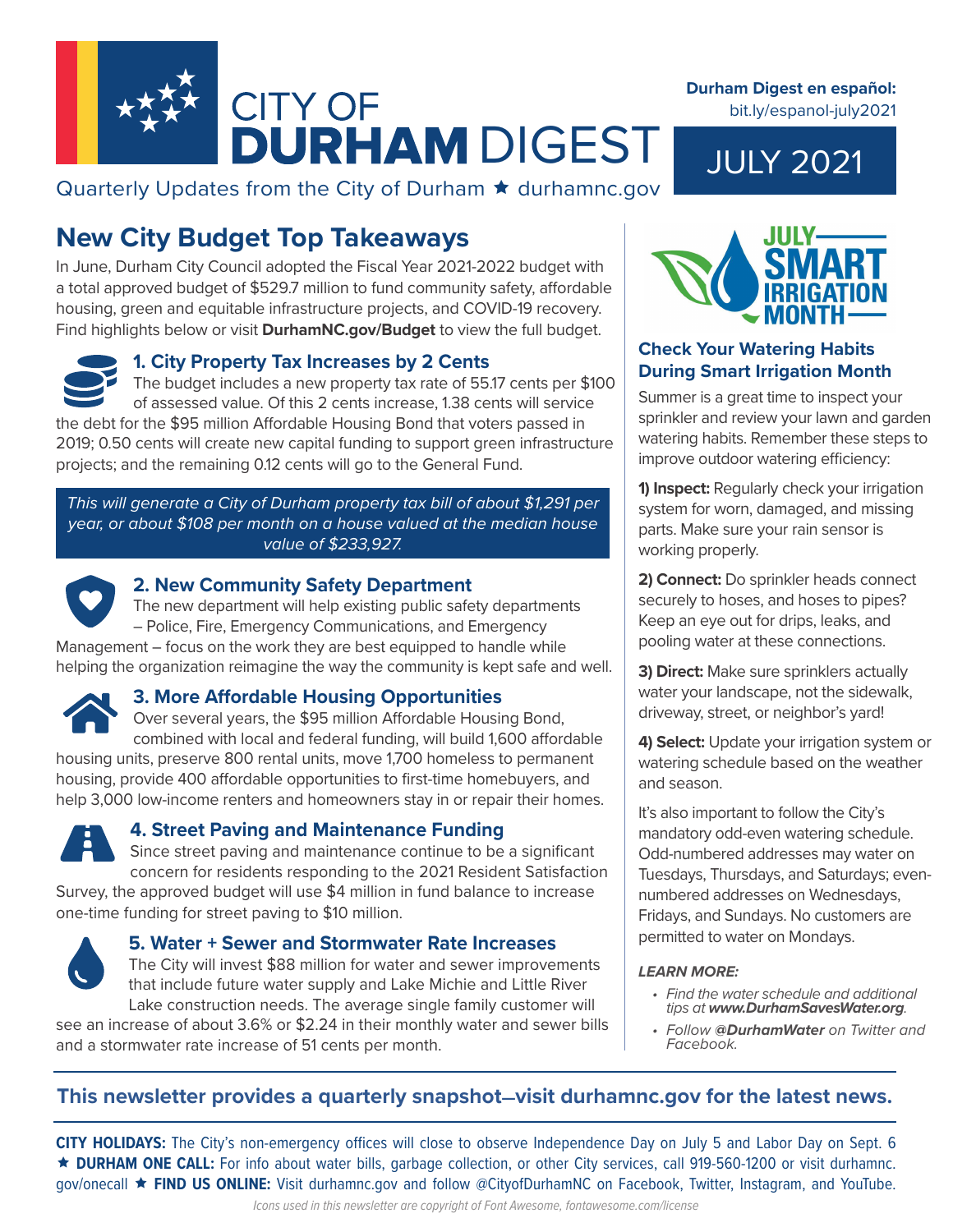# CITY OF DURHAM DIGEST

Quarterly Updates from the City of Durham ★ durhamnc.gov

**Durham Digest en español:** bit.ly/espanol-july2021

JULY 2021

## New City Budget Top Takeaways

In June, Durham City Council adopted the Fiscal Year 2021-2022 budget with a total approved budget of $529.7 million to fund community safety, affordable housing, green and equitable infrastructure projects, and COVID-19 recovery. Find highlights below or visit **DurhamNC.gov/Budget** to view the full budget.

### 1. City Property Tax Increases by 2 Cents

The budget includes a new property tax rate of 55.17 cents per $100 of assessed value. Of this 2 cents increase, 1.38 cents will service the debt for the $95 million Affordable Housing Bond that voters passed in 2019; 0.50 cents will create new capital funding to support green infrastructure projects; and the remaining 0.12 cents will go to the General Fund.

*This will generate a City of Durham property tax bill of about $1,291 per year, or about $108 per month on a house valued at the median house value of $233,927.*

### 2. New Community Safety Department

The new department will help existing public safety departments – Police, Fire, Emergency Communications, and Emergency Management – focus on the work they are best equipped to handle while helping the organization reimagine the way the community is kept safe and well.

### 3. More Affordable Housing Opportunities

Over several years, the $95 million Affordable Housing Bond, combined with local and federal funding, will build 1,600 affordable housing units, preserve 800 rental units, move 1,700 homeless to permanent housing, provide 400 affordable opportunities to first-time homebuyers, and help 3,000 low-income renters and homeowners stay in or repair their homes.

### 4. Street Paving and Maintenance Funding

Since street paving and maintenance continue to be a significant concern for residents responding to the 2021 Resident Satisfaction Survey, the approved budget will use $4 million in fund balance to increase one-time funding for street paving to $10 million.

### 5. Water + Sewer and Stormwater Rate Increases

The City will invest $88 million for water and sewer improvements that include future water supply and Lake Michie and Little River Lake construction needs. The average single family customer will see an increase of about 3.6% or $2.24 in their monthly water and sewer bills and a stormwater rate increase of 51 cents per month.

JULY SMART IRRIGATION MONTH

## Check Your Watering Habits During Smart Irrigation Month

Summer is a great time to inspect your sprinkler and review your lawn and garden watering habits. Remember these steps to improve outdoor watering efficiency:

**1) Inspect:** Regularly check your irrigation system for worn, damaged, and missing parts. Make sure your rain sensor is working properly.

**2) Connect:** Do sprinkler heads connect securely to hoses, and hoses to pipes? Keep an eye out for drips, leaks, and pooling water at these connections.

**3) Direct:** Make sure sprinklers actually water your landscape, not the sidewalk, driveway, street, or neighbor's yard!

**4) Select:** Update your irrigation system or watering schedule based on the weather and season.

It's also important to follow the City's mandatory odd-even watering schedule. Odd-numbered addresses may water on Tuesdays, Thursdays, and Saturdays; even-numbered addresses on Wednesdays, Fridays, and Sundays. No customers are permitted to water on Mondays.

***LEARN MORE:***

- *Find the water schedule and additional tips at **www.DurhamSavesWater.org**.*
- *Follow **@DurhamWater** on Twitter and Facebook.*

**This newsletter provides a quarterly snapshot—visit durhamnc.gov for the latest news.**

**CITY HOLIDAYS:** The City's non-emergency offices will close to observe Independence Day on July 5 and Labor Day on Sept. 6 ★ **DURHAM ONE CALL:** For info about water bills, garbage collection, or other City services, call 919-560-1200 or visit durhamnc.gov/onecall ★ **FIND US ONLINE:** Visit durhamnc.gov and follow @CityofDurhamNC on Facebook, Twitter, Instagram, and YouTube.

*Icons used in this newsletter are copyright of Font Awesome, fontawesome.com/license*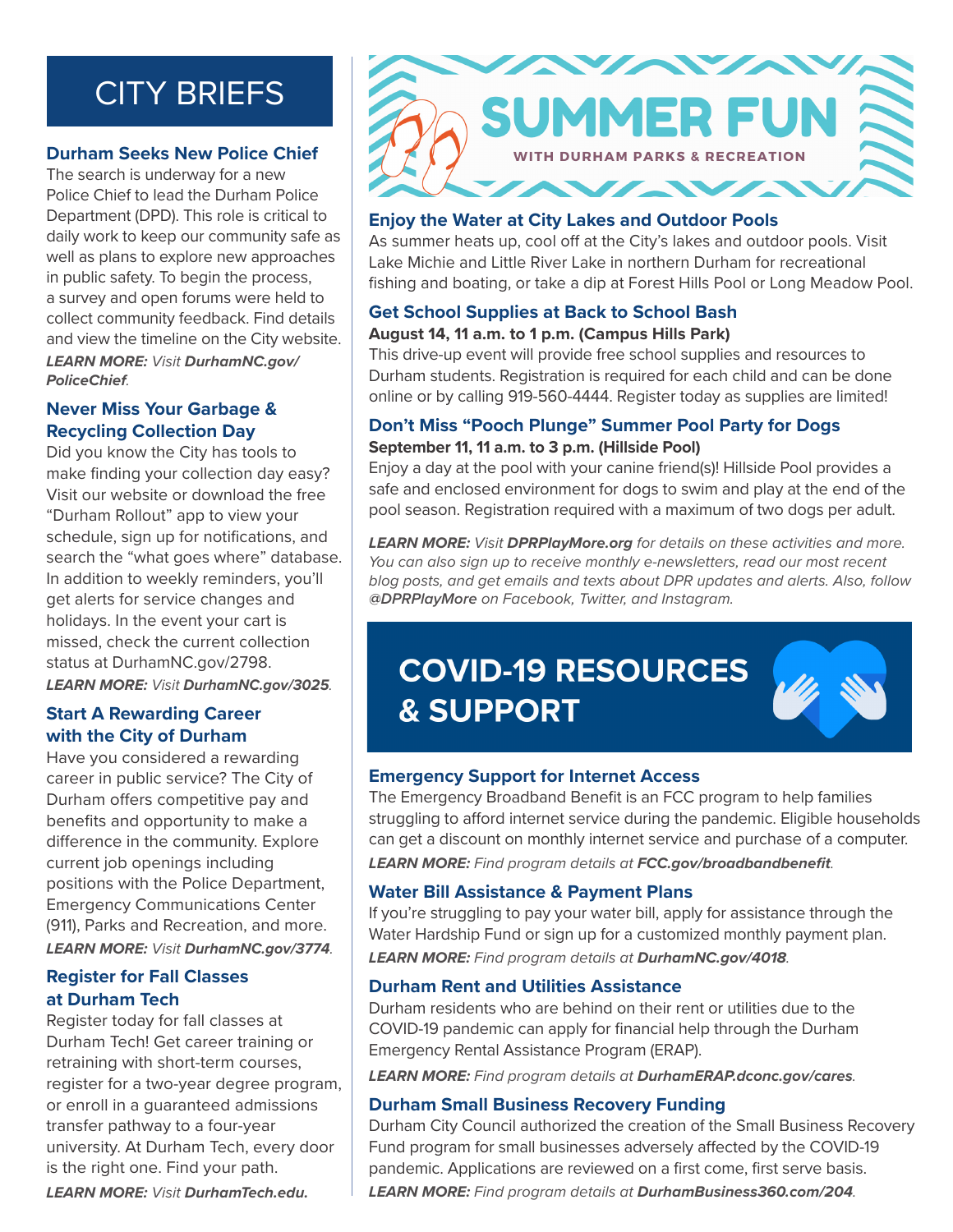# CITY BRIEFS

### Durham Seeks New Police Chief

The search is underway for a new Police Chief to lead the Durham Police Department (DPD). This role is critical to daily work to keep our community safe as well as plans to explore new approaches in public safety. To begin the process, a survey and open forums were held to collect community feedback. Find details and view the timeline on the City website.

***LEARN MORE:*** *Visit* ***DurhamNC.gov/PoliceChief****.*

### Never Miss Your Garbage & Recycling Collection Day

Did you know the City has tools to make finding your collection day easy? Visit our website or download the free "Durham Rollout" app to view your schedule, sign up for notifications, and search the "what goes where" database. In addition to weekly reminders, you'll get alerts for service changes and holidays. In the event your cart is missed, check the current collection status at DurhamNC.gov/2798.

***LEARN MORE:*** *Visit* ***DurhamNC.gov/3025****.*

### Start A Rewarding Career with the City of Durham

Have you considered a rewarding career in public service? The City of Durham offers competitive pay and benefits and opportunity to make a difference in the community. Explore current job openings including positions with the Police Department, Emergency Communications Center (911), Parks and Recreation, and more.

***LEARN MORE:*** *Visit* ***DurhamNC.gov/3774****.*

### Register for Fall Classes at Durham Tech

Register today for fall classes at Durham Tech! Get career training or retraining with short-term courses, register for a two-year degree program, or enroll in a guaranteed admissions transfer pathway to a four-year university. At Durham Tech, every door is the right one. Find your path.

***LEARN MORE:*** *Visit* ***DurhamTech.edu.***

# SUMMER FUN

**WITH DURHAM PARKS & RECREATION**

### Enjoy the Water at City Lakes and Outdoor Pools

As summer heats up, cool off at the City's lakes and outdoor pools. Visit Lake Michie and Little River Lake in northern Durham for recreational fishing and boating, or take a dip at Forest Hills Pool or Long Meadow Pool.

### Get School Supplies at Back to School Bash

**August 14, 11 a.m. to 1 p.m. (Campus Hills Park)**

This drive-up event will provide free school supplies and resources to Durham students. Registration is required for each child and can be done online or by calling 919-560-4444. Register today as supplies are limited!

### Don't Miss "Pooch Plunge" Summer Pool Party for Dogs

**September 11, 11 a.m. to 3 p.m. (Hillside Pool)**

Enjoy a day at the pool with your canine friend(s)! Hillside Pool provides a safe and enclosed environment for dogs to swim and play at the end of the pool season. Registration required with a maximum of two dogs per adult.

***LEARN MORE:*** *Visit* ***DPRPlayMore.org*** *for details on these activities and more. You can also sign up to receive monthly e-newsletters, read our most recent blog posts, and get emails and texts about DPR updates and alerts. Also, follow* ***@DPRPlayMore*** *on Facebook, Twitter, and Instagram.*

# COVID-19 RESOURCES & SUPPORT

### Emergency Support for Internet Access

The Emergency Broadband Benefit is an FCC program to help families struggling to afford internet service during the pandemic. Eligible households can get a discount on monthly internet service and purchase of a computer.

***LEARN MORE:*** *Find program details at* ***FCC.gov/broadbandbenefit****.*

### Water Bill Assistance & Payment Plans

If you're struggling to pay your water bill, apply for assistance through the Water Hardship Fund or sign up for a customized monthly payment plan.

***LEARN MORE:*** *Find program details at* ***DurhamNC.gov/4018****.*

### Durham Rent and Utilities Assistance

Durham residents who are behind on their rent or utilities due to the COVID-19 pandemic can apply for financial help through the Durham Emergency Rental Assistance Program (ERAP).

***LEARN MORE:*** *Find program details at* ***DurhamERAP.dconc.gov/cares****.*

### Durham Small Business Recovery Funding

Durham City Council authorized the creation of the Small Business Recovery Fund program for small businesses adversely affected by the COVID-19 pandemic. Applications are reviewed on a first come, first serve basis.

***LEARN MORE:*** *Find program details at* ***DurhamBusiness360.com/204****.*